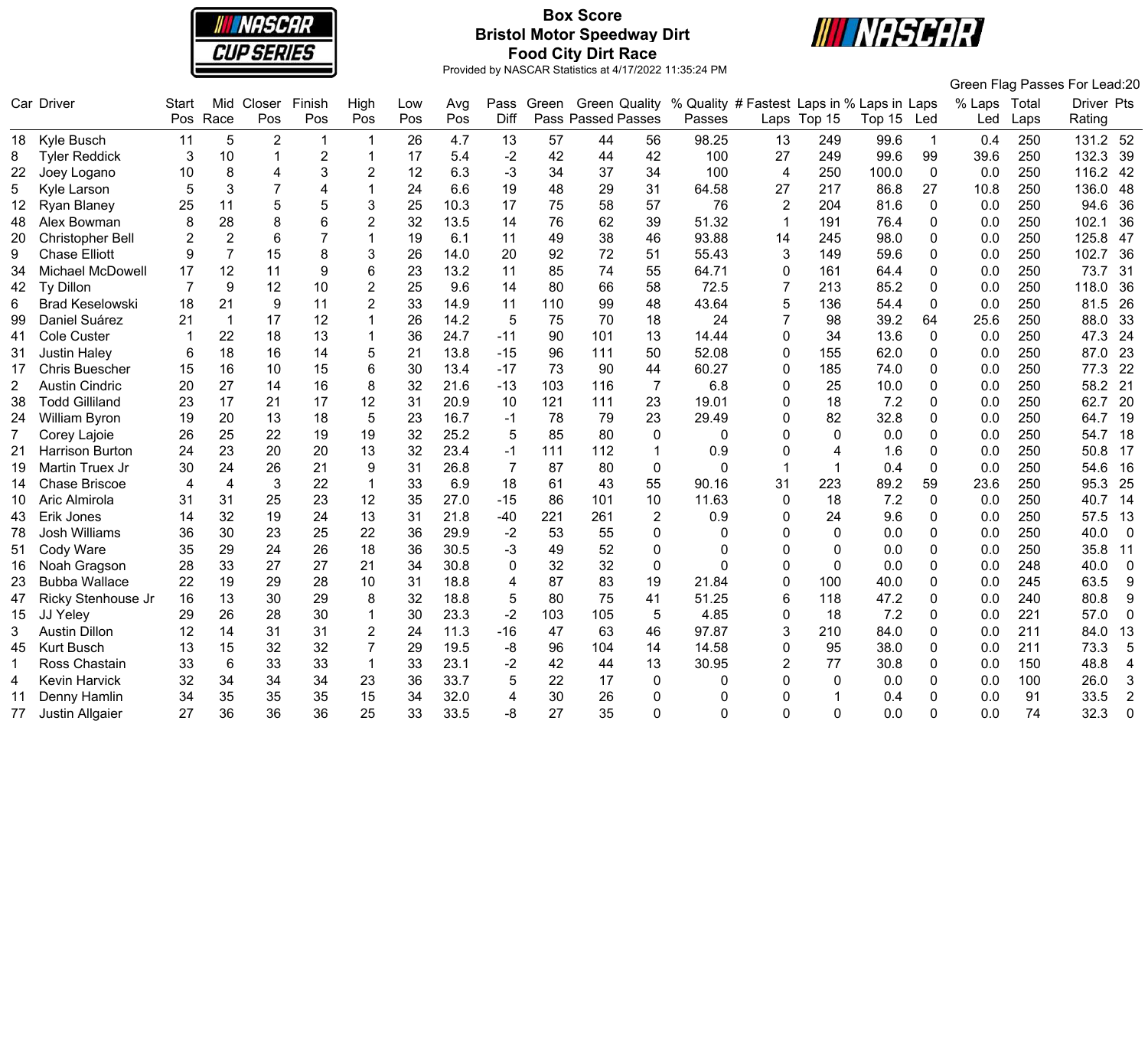# Box Score
## Bristol Motor Speedway Dirt
## Food City Dirt Race

Provided by NASCAR Statistics at 4/17/2022 11:35:24 PM

Green Flag Passes For Lead:20

| Car | Driver | Start Pos | Mid Race | Closer Pos | Finish Pos | High Pos | Low Pos | Avg Pos | Pass Diff | Green Pass | Green Passed | Quality Passes | % Quality Passes | # Fastest Laps | Laps in Top 15 | % Laps in Top 15 | Laps Led | % Laps Led | Total Laps | Driver Rating | Pts |
|---|---|---|---|---|---|---|---|---|---|---|---|---|---|---|---|---|---|---|---|---|---|
| 18 | Kyle Busch | 11 | 5 | 2 | 1 | 1 | 26 | 4.7 | 13 | 57 | 44 | 56 | 98.25 | 13 | 249 | 99.6 | 1 | 0.4 | 250 | 131.2 | 52 |
| 8 | Tyler Reddick | 3 | 10 | 1 | 2 | 1 | 17 | 5.4 | -2 | 42 | 44 | 42 | 100 | 27 | 249 | 99.6 | 99 | 39.6 | 250 | 132.3 | 39 |
| 22 | Joey Logano | 10 | 8 | 4 | 3 | 2 | 12 | 6.3 | -3 | 34 | 37 | 34 | 100 | 4 | 250 | 100.0 | 0 | 0.0 | 250 | 116.2 | 42 |
| 5 | Kyle Larson | 5 | 3 | 7 | 4 | 1 | 24 | 6.6 | 19 | 48 | 29 | 31 | 64.58 | 27 | 217 | 86.8 | 27 | 10.8 | 250 | 136.0 | 48 |
| 12 | Ryan Blaney | 25 | 11 | 5 | 5 | 3 | 25 | 10.3 | 17 | 75 | 58 | 57 | 76 | 2 | 204 | 81.6 | 0 | 0.0 | 250 | 94.6 | 36 |
| 48 | Alex Bowman | 8 | 28 | 8 | 6 | 2 | 32 | 13.5 | 14 | 76 | 62 | 39 | 51.32 | 1 | 191 | 76.4 | 0 | 0.0 | 250 | 102.1 | 36 |
| 20 | Christopher Bell | 2 | 2 | 6 | 7 | 1 | 19 | 6.1 | 11 | 49 | 38 | 46 | 93.88 | 14 | 245 | 98.0 | 0 | 0.0 | 250 | 125.8 | 47 |
| 9 | Chase Elliott | 9 | 7 | 15 | 8 | 3 | 26 | 14.0 | 20 | 92 | 72 | 51 | 55.43 | 3 | 149 | 59.6 | 0 | 0.0 | 250 | 102.7 | 36 |
| 34 | Michael McDowell | 17 | 12 | 11 | 9 | 6 | 23 | 13.2 | 11 | 85 | 74 | 55 | 64.71 | 0 | 161 | 64.4 | 0 | 0.0 | 250 | 73.7 | 31 |
| 42 | Ty Dillon | 7 | 9 | 12 | 10 | 2 | 25 | 9.6 | 14 | 80 | 66 | 58 | 72.5 | 7 | 213 | 85.2 | 0 | 0.0 | 250 | 118.0 | 36 |
| 6 | Brad Keselowski | 18 | 21 | 9 | 11 | 2 | 33 | 14.9 | 11 | 110 | 99 | 48 | 43.64 | 5 | 136 | 54.4 | 0 | 0.0 | 250 | 81.5 | 26 |
| 99 | Daniel Suárez | 21 | 1 | 17 | 12 | 1 | 26 | 14.2 | 5 | 75 | 70 | 18 | 24 | 7 | 98 | 39.2 | 64 | 25.6 | 250 | 88.0 | 33 |
| 41 | Cole Custer | 1 | 22 | 18 | 13 | 1 | 36 | 24.7 | -11 | 90 | 101 | 13 | 14.44 | 0 | 34 | 13.6 | 0 | 0.0 | 250 | 47.3 | 24 |
| 31 | Justin Haley | 6 | 18 | 16 | 14 | 5 | 21 | 13.8 | -15 | 96 | 111 | 50 | 52.08 | 0 | 155 | 62.0 | 0 | 0.0 | 250 | 87.0 | 23 |
| 17 | Chris Buescher | 15 | 16 | 10 | 15 | 6 | 30 | 13.4 | -17 | 73 | 90 | 44 | 60.27 | 0 | 185 | 74.0 | 0 | 0.0 | 250 | 77.3 | 22 |
| 2 | Austin Cindric | 20 | 27 | 14 | 16 | 8 | 32 | 21.6 | -13 | 103 | 116 | 7 | 6.8 | 0 | 25 | 10.0 | 0 | 0.0 | 250 | 58.2 | 21 |
| 38 | Todd Gilliland | 23 | 17 | 21 | 17 | 12 | 31 | 20.9 | 10 | 121 | 111 | 23 | 19.01 | 0 | 18 | 7.2 | 0 | 0.0 | 250 | 62.7 | 20 |
| 24 | William Byron | 19 | 20 | 13 | 18 | 5 | 23 | 16.7 | -1 | 78 | 79 | 23 | 29.49 | 0 | 82 | 32.8 | 0 | 0.0 | 250 | 64.7 | 19 |
| 7 | Corey Lajoie | 26 | 25 | 22 | 19 | 19 | 32 | 25.2 | 5 | 85 | 80 | 0 | 0 | 0 | 0 | 0.0 | 0 | 0.0 | 250 | 54.7 | 18 |
| 21 | Harrison Burton | 24 | 23 | 20 | 20 | 13 | 32 | 23.4 | -1 | 111 | 112 | 1 | 0.9 | 0 | 4 | 1.6 | 0 | 0.0 | 250 | 50.8 | 17 |
| 19 | Martin Truex Jr | 30 | 24 | 26 | 21 | 9 | 31 | 26.8 | 7 | 87 | 80 | 0 | 0 | 1 | 1 | 0.4 | 0 | 0.0 | 250 | 54.6 | 16 |
| 14 | Chase Briscoe | 4 | 4 | 3 | 22 | 1 | 33 | 6.9 | 18 | 61 | 43 | 55 | 90.16 | 31 | 223 | 89.2 | 59 | 23.6 | 250 | 95.3 | 25 |
| 10 | Aric Almirola | 31 | 31 | 25 | 23 | 12 | 35 | 27.0 | -15 | 86 | 101 | 10 | 11.63 | 0 | 18 | 7.2 | 0 | 0.0 | 250 | 40.7 | 14 |
| 43 | Erik Jones | 14 | 32 | 19 | 24 | 13 | 31 | 21.8 | -40 | 221 | 261 | 2 | 0.9 | 0 | 24 | 9.6 | 0 | 0.0 | 250 | 57.5 | 13 |
| 78 | Josh Williams | 36 | 30 | 23 | 25 | 22 | 36 | 29.9 | -2 | 53 | 55 | 0 | 0 | 0 | 0 | 0.0 | 0 | 0.0 | 250 | 40.0 | 0 |
| 51 | Cody Ware | 35 | 29 | 24 | 26 | 18 | 36 | 30.5 | -3 | 49 | 52 | 0 | 0 | 0 | 0 | 0.0 | 0 | 0.0 | 250 | 35.8 | 11 |
| 16 | Noah Gragson | 28 | 33 | 27 | 27 | 21 | 34 | 30.8 | 0 | 32 | 32 | 0 | 0 | 0 | 0 | 0.0 | 0 | 0.0 | 248 | 40.0 | 0 |
| 23 | Bubba Wallace | 22 | 19 | 29 | 28 | 10 | 31 | 18.8 | 4 | 87 | 83 | 19 | 21.84 | 0 | 100 | 40.0 | 0 | 0.0 | 245 | 63.5 | 9 |
| 47 | Ricky Stenhouse Jr | 16 | 13 | 30 | 29 | 8 | 32 | 18.8 | 5 | 80 | 75 | 41 | 51.25 | 6 | 118 | 47.2 | 0 | 0.0 | 240 | 80.8 | 9 |
| 15 | JJ Yeley | 29 | 26 | 28 | 30 | 1 | 30 | 23.3 | -2 | 103 | 105 | 5 | 4.85 | 0 | 18 | 7.2 | 0 | 0.0 | 221 | 57.0 | 0 |
| 3 | Austin Dillon | 12 | 14 | 31 | 31 | 2 | 24 | 11.3 | -16 | 47 | 63 | 46 | 97.87 | 3 | 210 | 84.0 | 0 | 0.0 | 211 | 84.0 | 13 |
| 45 | Kurt Busch | 13 | 15 | 32 | 32 | 7 | 29 | 19.5 | -8 | 96 | 104 | 14 | 14.58 | 0 | 95 | 38.0 | 0 | 0.0 | 211 | 73.3 | 5 |
| 1 | Ross Chastain | 33 | 6 | 33 | 33 | 1 | 33 | 23.1 | -2 | 42 | 44 | 13 | 30.95 | 2 | 77 | 30.8 | 0 | 0.0 | 150 | 48.8 | 4 |
| 4 | Kevin Harvick | 32 | 34 | 34 | 34 | 23 | 36 | 33.7 | 5 | 22 | 17 | 0 | 0 | 0 | 0 | 0.0 | 0 | 0.0 | 100 | 26.0 | 3 |
| 11 | Denny Hamlin | 34 | 35 | 35 | 35 | 15 | 34 | 32.0 | 4 | 30 | 26 | 0 | 0 | 0 | 1 | 0.4 | 0 | 0.0 | 91 | 33.5 | 2 |
| 77 | Justin Allgaier | 27 | 36 | 36 | 36 | 25 | 33 | 33.5 | -8 | 27 | 35 | 0 | 0 | 0 | 0 | 0.0 | 0 | 0.0 | 74 | 32.3 | 0 |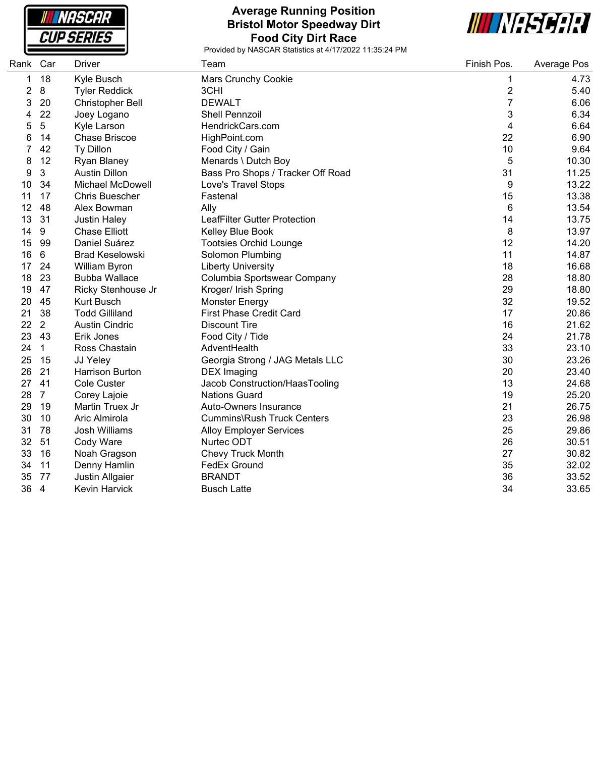# Average Running Position
## Bristol Motor Speedway Dirt
## Food City Dirt Race

Provided by NASCAR Statistics at 4/17/2022 11:35:24 PM

| Rank | Car | Driver | Team | Finish Pos. | Average Pos |
|---|---|---|---|---|---|
| 1 | 18 | Kyle Busch | Mars Crunchy Cookie | 1 | 4.73 |
| 2 | 8 | Tyler Reddick | 3CHI | 2 | 5.40 |
| 3 | 20 | Christopher Bell | DEWALT | 7 | 6.06 |
| 4 | 22 | Joey Logano | Shell Pennzoil | 3 | 6.34 |
| 5 | 5 | Kyle Larson | HendrickCars.com | 4 | 6.64 |
| 6 | 14 | Chase Briscoe | HighPoint.com | 22 | 6.90 |
| 7 | 42 | Ty Dillon | Food City / Gain | 10 | 9.64 |
| 8 | 12 | Ryan Blaney | Menards \ Dutch Boy | 5 | 10.30 |
| 9 | 3 | Austin Dillon | Bass Pro Shops / Tracker Off Road | 31 | 11.25 |
| 10 | 34 | Michael McDowell | Love's Travel Stops | 9 | 13.22 |
| 11 | 17 | Chris Buescher | Fastenal | 15 | 13.38 |
| 12 | 48 | Alex Bowman | Ally | 6 | 13.54 |
| 13 | 31 | Justin Haley | LeafFilter Gutter Protection | 14 | 13.75 |
| 14 | 9 | Chase Elliott | Kelley Blue Book | 8 | 13.97 |
| 15 | 99 | Daniel Suárez | Tootsies Orchid Lounge | 12 | 14.20 |
| 16 | 6 | Brad Keselowski | Solomon Plumbing | 11 | 14.87 |
| 17 | 24 | William Byron | Liberty University | 18 | 16.68 |
| 18 | 23 | Bubba Wallace | Columbia Sportswear Company | 28 | 18.80 |
| 19 | 47 | Ricky Stenhouse Jr | Kroger/ Irish Spring | 29 | 18.80 |
| 20 | 45 | Kurt Busch | Monster Energy | 32 | 19.52 |
| 21 | 38 | Todd Gilliland | First Phase Credit Card | 17 | 20.86 |
| 22 | 2 | Austin Cindric | Discount Tire | 16 | 21.62 |
| 23 | 43 | Erik Jones | Food City / Tide | 24 | 21.78 |
| 24 | 1 | Ross Chastain | AdventHealth | 33 | 23.10 |
| 25 | 15 | JJ Yeley | Georgia Strong / JAG Metals LLC | 30 | 23.26 |
| 26 | 21 | Harrison Burton | DEX Imaging | 20 | 23.40 |
| 27 | 41 | Cole Custer | Jacob Construction/HaasTooling | 13 | 24.68 |
| 28 | 7 | Corey Lajoie | Nations Guard | 19 | 25.20 |
| 29 | 19 | Martin Truex Jr | Auto-Owners Insurance | 21 | 26.75 |
| 30 | 10 | Aric Almirola | Cummins\Rush Truck Centers | 23 | 26.98 |
| 31 | 78 | Josh Williams | Alloy Employer Services | 25 | 29.86 |
| 32 | 51 | Cody Ware | Nurtec ODT | 26 | 30.51 |
| 33 | 16 | Noah Gragson | Chevy Truck Month | 27 | 30.82 |
| 34 | 11 | Denny Hamlin | FedEx Ground | 35 | 32.02 |
| 35 | 77 | Justin Allgaier | BRANDT | 36 | 33.52 |
| 36 | 4 | Kevin Harvick | Busch Latte | 34 | 33.65 |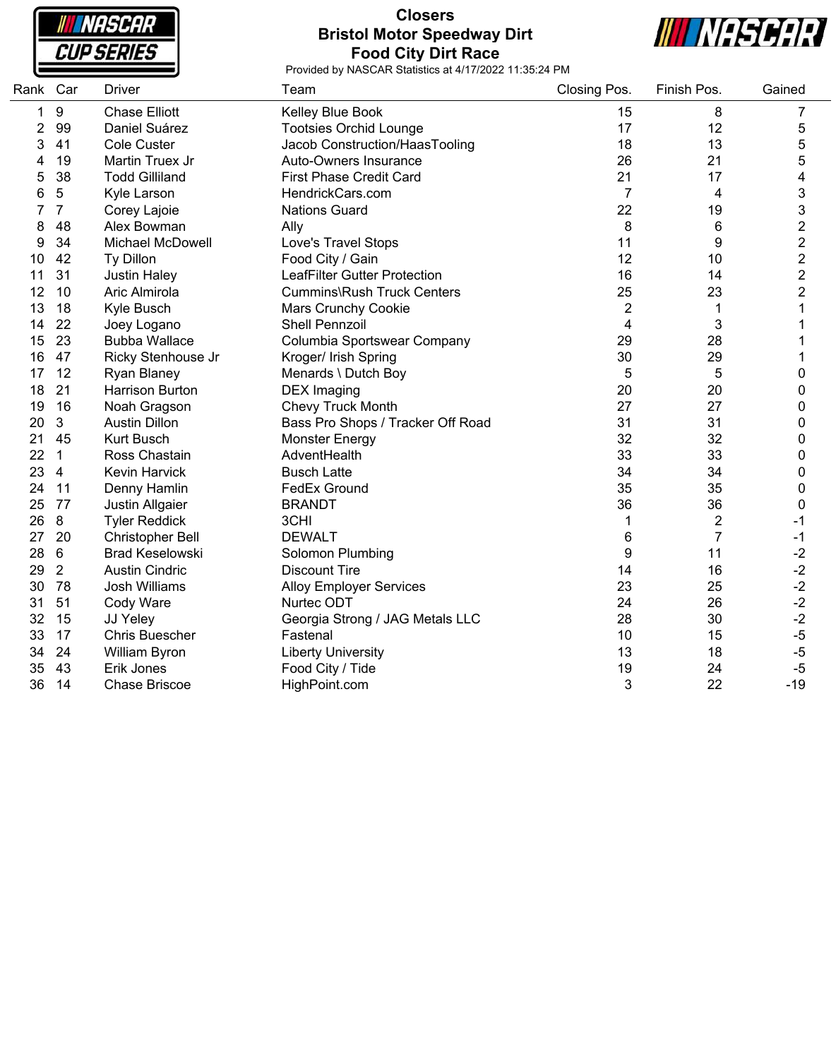# Closers
## Bristol Motor Speedway Dirt
## Food City Dirt Race

Provided by NASCAR Statistics at 4/17/2022 11:35:24 PM

| Rank | Car | Driver | Team | Closing Pos. | Finish Pos. | Gained |
|---|---|---|---|---|---|---|
| 1 | 9 | Chase Elliott | Kelley Blue Book | 15 | 8 | 7 |
| 2 | 99 | Daniel Suárez | Tootsies Orchid Lounge | 17 | 12 | 5 |
| 3 | 41 | Cole Custer | Jacob Construction/HaasTooling | 18 | 13 | 5 |
| 4 | 19 | Martin Truex Jr | Auto-Owners Insurance | 26 | 21 | 5 |
| 5 | 38 | Todd Gilliland | First Phase Credit Card | 21 | 17 | 4 |
| 6 | 5 | Kyle Larson | HendrickCars.com | 7 | 4 | 3 |
| 7 | 7 | Corey Lajoie | Nations Guard | 22 | 19 | 3 |
| 8 | 48 | Alex Bowman | Ally | 8 | 6 | 2 |
| 9 | 34 | Michael McDowell | Love's Travel Stops | 11 | 9 | 2 |
| 10 | 42 | Ty Dillon | Food City / Gain | 12 | 10 | 2 |
| 11 | 31 | Justin Haley | LeafFilter Gutter Protection | 16 | 14 | 2 |
| 12 | 10 | Aric Almirola | Cummins\Rush Truck Centers | 25 | 23 | 2 |
| 13 | 18 | Kyle Busch | Mars Crunchy Cookie | 2 | 1 | 1 |
| 14 | 22 | Joey Logano | Shell Pennzoil | 4 | 3 | 1 |
| 15 | 23 | Bubba Wallace | Columbia Sportswear Company | 29 | 28 | 1 |
| 16 | 47 | Ricky Stenhouse Jr | Kroger/ Irish Spring | 30 | 29 | 1 |
| 17 | 12 | Ryan Blaney | Menards \ Dutch Boy | 5 | 5 | 0 |
| 18 | 21 | Harrison Burton | DEX Imaging | 20 | 20 | 0 |
| 19 | 16 | Noah Gragson | Chevy Truck Month | 27 | 27 | 0 |
| 20 | 3 | Austin Dillon | Bass Pro Shops / Tracker Off Road | 31 | 31 | 0 |
| 21 | 45 | Kurt Busch | Monster Energy | 32 | 32 | 0 |
| 22 | 1 | Ross Chastain | AdventHealth | 33 | 33 | 0 |
| 23 | 4 | Kevin Harvick | Busch Latte | 34 | 34 | 0 |
| 24 | 11 | Denny Hamlin | FedEx Ground | 35 | 35 | 0 |
| 25 | 77 | Justin Allgaier | BRANDT | 36 | 36 | 0 |
| 26 | 8 | Tyler Reddick | 3CHI | 1 | 2 | -1 |
| 27 | 20 | Christopher Bell | DEWALT | 6 | 7 | -1 |
| 28 | 6 | Brad Keselowski | Solomon Plumbing | 9 | 11 | -2 |
| 29 | 2 | Austin Cindric | Discount Tire | 14 | 16 | -2 |
| 30 | 78 | Josh Williams | Alloy Employer Services | 23 | 25 | -2 |
| 31 | 51 | Cody Ware | Nurtec ODT | 24 | 26 | -2 |
| 32 | 15 | JJ Yeley | Georgia Strong / JAG Metals LLC | 28 | 30 | -2 |
| 33 | 17 | Chris Buescher | Fastenal | 10 | 15 | -5 |
| 34 | 24 | William Byron | Liberty University | 13 | 18 | -5 |
| 35 | 43 | Erik Jones | Food City / Tide | 19 | 24 | -5 |
| 36 | 14 | Chase Briscoe | HighPoint.com | 3 | 22 | -19 |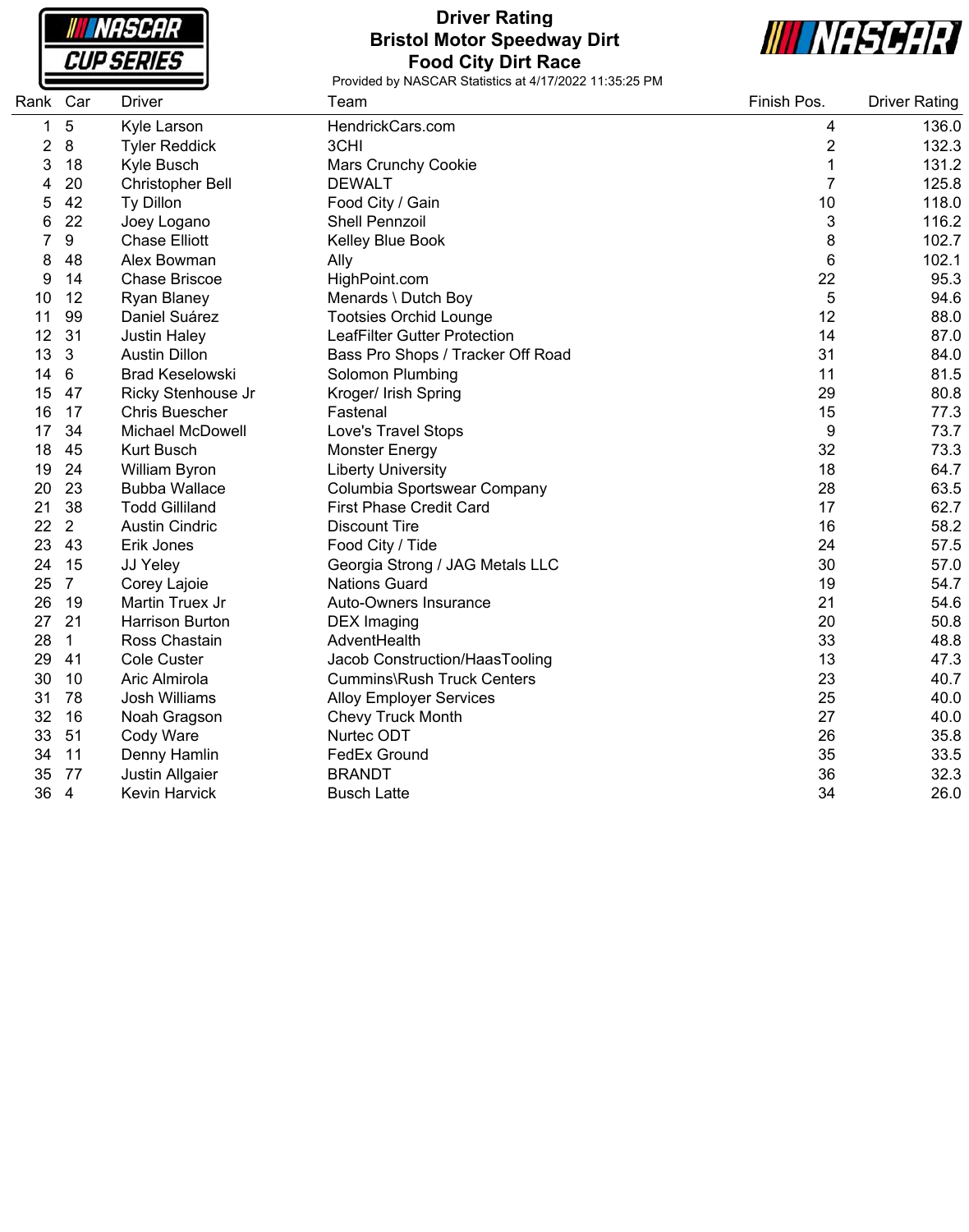# Driver Rating
## Bristol Motor Speedway Dirt
## Food City Dirt Race

Provided by NASCAR Statistics at 4/17/2022 11:35:25 PM

| Rank | Car | Driver | Team | Finish Pos. | Driver Rating |
|---|---|---|---|---|---|
| 1 | 5 | Kyle Larson | HendrickCars.com | 4 | 136.0 |
| 2 | 8 | Tyler Reddick | 3CHI | 2 | 132.3 |
| 3 | 18 | Kyle Busch | Mars Crunchy Cookie | 1 | 131.2 |
| 4 | 20 | Christopher Bell | DEWALT | 7 | 125.8 |
| 5 | 42 | Ty Dillon | Food City / Gain | 10 | 118.0 |
| 6 | 22 | Joey Logano | Shell Pennzoil | 3 | 116.2 |
| 7 | 9 | Chase Elliott | Kelley Blue Book | 8 | 102.7 |
| 8 | 48 | Alex Bowman | Ally | 6 | 102.1 |
| 9 | 14 | Chase Briscoe | HighPoint.com | 22 | 95.3 |
| 10 | 12 | Ryan Blaney | Menards \ Dutch Boy | 5 | 94.6 |
| 11 | 99 | Daniel Suárez | Tootsies Orchid Lounge | 12 | 88.0 |
| 12 | 31 | Justin Haley | LeafFilter Gutter Protection | 14 | 87.0 |
| 13 | 3 | Austin Dillon | Bass Pro Shops / Tracker Off Road | 31 | 84.0 |
| 14 | 6 | Brad Keselowski | Solomon Plumbing | 11 | 81.5 |
| 15 | 47 | Ricky Stenhouse Jr | Kroger/ Irish Spring | 29 | 80.8 |
| 16 | 17 | Chris Buescher | Fastenal | 15 | 77.3 |
| 17 | 34 | Michael McDowell | Love's Travel Stops | 9 | 73.7 |
| 18 | 45 | Kurt Busch | Monster Energy | 32 | 73.3 |
| 19 | 24 | William Byron | Liberty University | 18 | 64.7 |
| 20 | 23 | Bubba Wallace | Columbia Sportswear Company | 28 | 63.5 |
| 21 | 38 | Todd Gilliland | First Phase Credit Card | 17 | 62.7 |
| 22 | 2 | Austin Cindric | Discount Tire | 16 | 58.2 |
| 23 | 43 | Erik Jones | Food City / Tide | 24 | 57.5 |
| 24 | 15 | JJ Yeley | Georgia Strong / JAG Metals LLC | 30 | 57.0 |
| 25 | 7 | Corey Lajoie | Nations Guard | 19 | 54.7 |
| 26 | 19 | Martin Truex Jr | Auto-Owners Insurance | 21 | 54.6 |
| 27 | 21 | Harrison Burton | DEX Imaging | 20 | 50.8 |
| 28 | 1 | Ross Chastain | AdventHealth | 33 | 48.8 |
| 29 | 41 | Cole Custer | Jacob Construction/HaasTooling | 13 | 47.3 |
| 30 | 10 | Aric Almirola | Cummins\Rush Truck Centers | 23 | 40.7 |
| 31 | 78 | Josh Williams | Alloy Employer Services | 25 | 40.0 |
| 32 | 16 | Noah Gragson | Chevy Truck Month | 27 | 40.0 |
| 33 | 51 | Cody Ware | Nurtec ODT | 26 | 35.8 |
| 34 | 11 | Denny Hamlin | FedEx Ground | 35 | 33.5 |
| 35 | 77 | Justin Allgaier | BRANDT | 36 | 32.3 |
| 36 | 4 | Kevin Harvick | Busch Latte | 34 | 26.0 |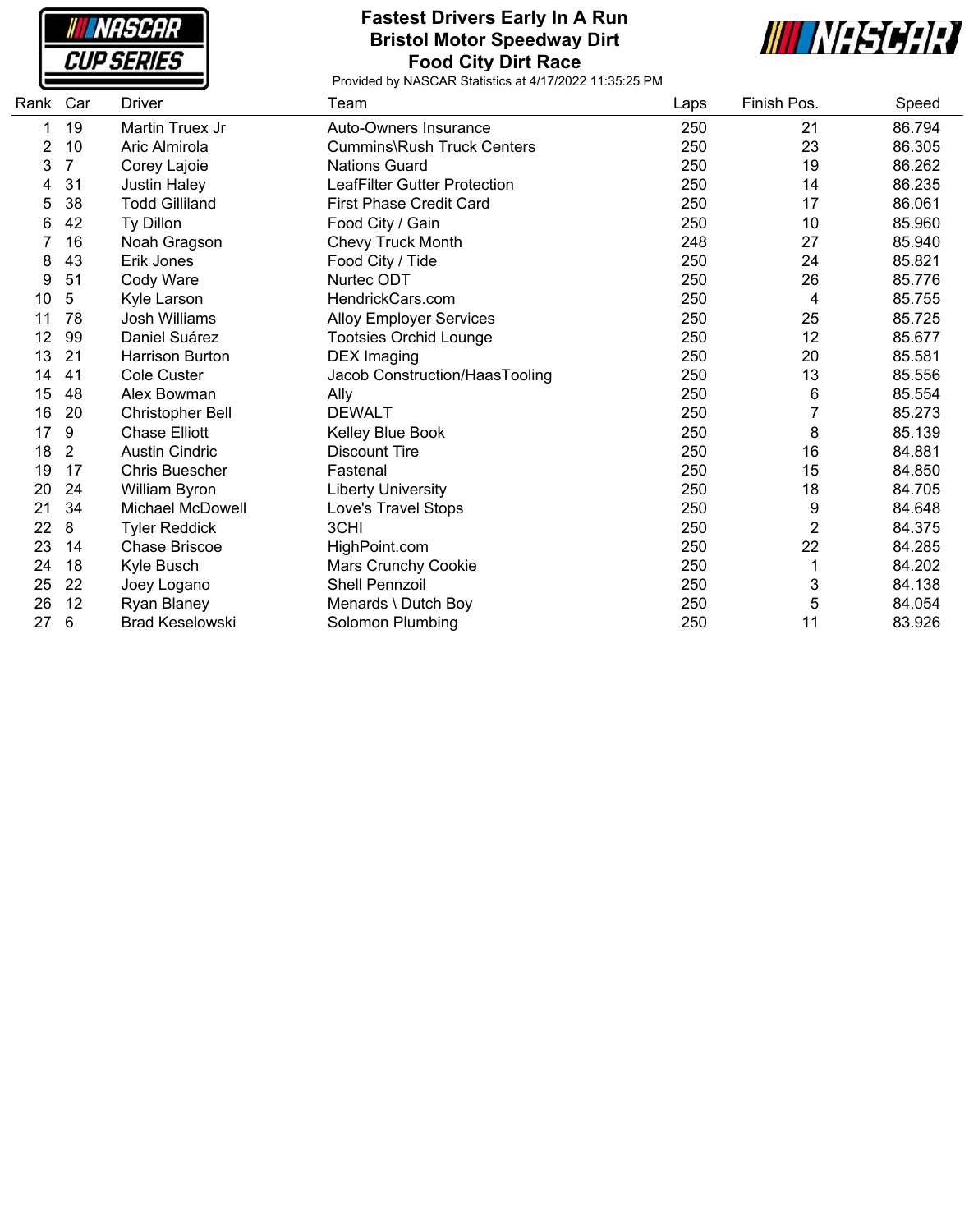# Fastest Drivers Early In A Run
## Bristol Motor Speedway Dirt
## Food City Dirt Race

Provided by NASCAR Statistics at 4/17/2022 11:35:25 PM

| Rank | Car | Driver | Team | Laps | Finish Pos. | Speed |
|---|---|---|---|---|---|---|
| 1 | 19 | Martin Truex Jr | Auto-Owners Insurance | 250 | 21 | 86.794 |
| 2 | 10 | Aric Almirola | Cummins\Rush Truck Centers | 250 | 23 | 86.305 |
| 3 | 7 | Corey Lajoie | Nations Guard | 250 | 19 | 86.262 |
| 4 | 31 | Justin Haley | LeafFilter Gutter Protection | 250 | 14 | 86.235 |
| 5 | 38 | Todd Gilliland | First Phase Credit Card | 250 | 17 | 86.061 |
| 6 | 42 | Ty Dillon | Food City / Gain | 250 | 10 | 85.960 |
| 7 | 16 | Noah Gragson | Chevy Truck Month | 248 | 27 | 85.940 |
| 8 | 43 | Erik Jones | Food City / Tide | 250 | 24 | 85.821 |
| 9 | 51 | Cody Ware | Nurtec ODT | 250 | 26 | 85.776 |
| 10 | 5 | Kyle Larson | HendrickCars.com | 250 | 4 | 85.755 |
| 11 | 78 | Josh Williams | Alloy Employer Services | 250 | 25 | 85.725 |
| 12 | 99 | Daniel Suárez | Tootsies Orchid Lounge | 250 | 12 | 85.677 |
| 13 | 21 | Harrison Burton | DEX Imaging | 250 | 20 | 85.581 |
| 14 | 41 | Cole Custer | Jacob Construction/HaasTooling | 250 | 13 | 85.556 |
| 15 | 48 | Alex Bowman | Ally | 250 | 6 | 85.554 |
| 16 | 20 | Christopher Bell | DEWALT | 250 | 7 | 85.273 |
| 17 | 9 | Chase Elliott | Kelley Blue Book | 250 | 8 | 85.139 |
| 18 | 2 | Austin Cindric | Discount Tire | 250 | 16 | 84.881 |
| 19 | 17 | Chris Buescher | Fastenal | 250 | 15 | 84.850 |
| 20 | 24 | William Byron | Liberty University | 250 | 18 | 84.705 |
| 21 | 34 | Michael McDowell | Love's Travel Stops | 250 | 9 | 84.648 |
| 22 | 8 | Tyler Reddick | 3CHI | 250 | 2 | 84.375 |
| 23 | 14 | Chase Briscoe | HighPoint.com | 250 | 22 | 84.285 |
| 24 | 18 | Kyle Busch | Mars Crunchy Cookie | 250 | 1 | 84.202 |
| 25 | 22 | Joey Logano | Shell Pennzoil | 250 | 3 | 84.138 |
| 26 | 12 | Ryan Blaney | Menards \ Dutch Boy | 250 | 5 | 84.054 |
| 27 | 6 | Brad Keselowski | Solomon Plumbing | 250 | 11 | 83.926 |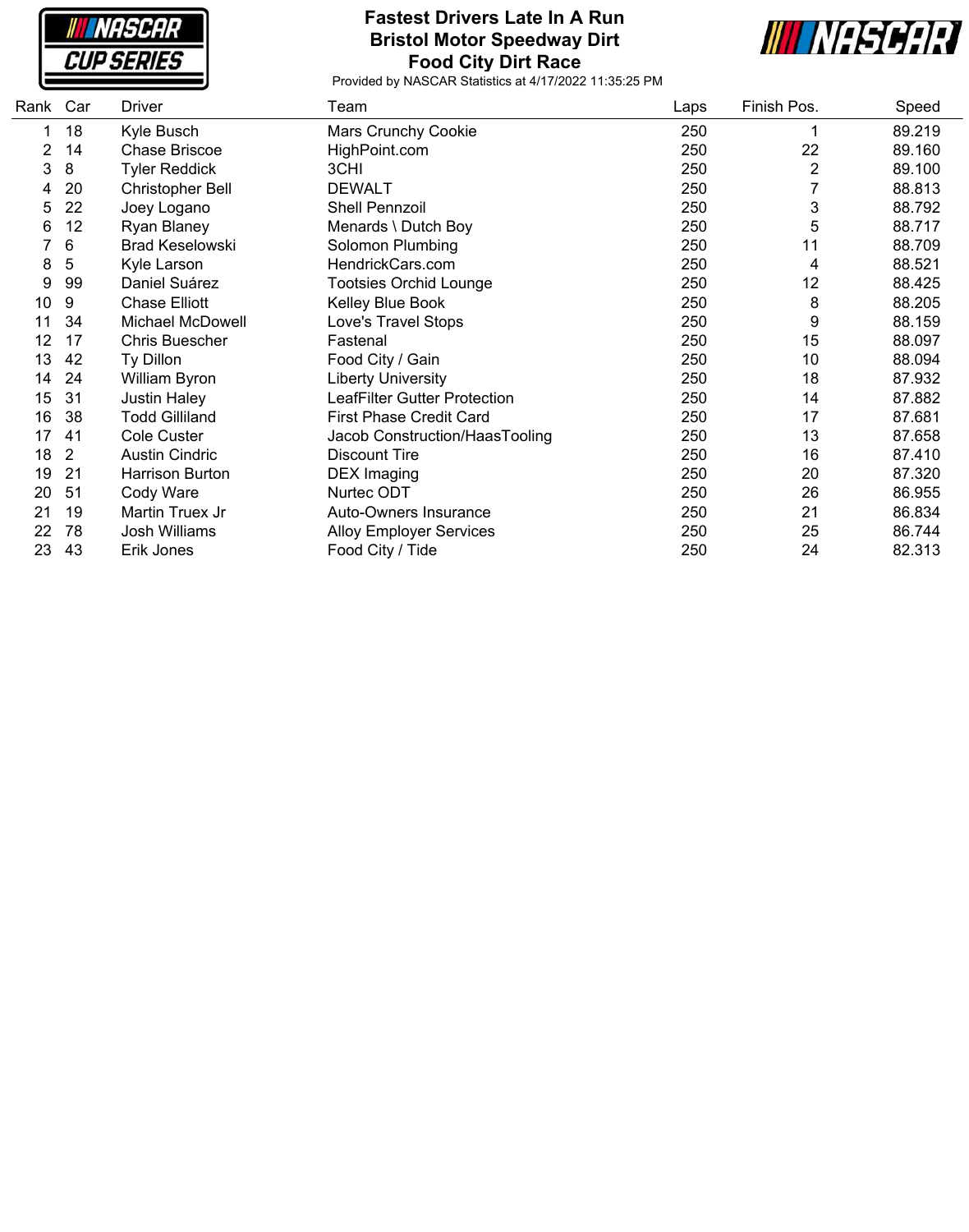# Fastest Drivers Late In A Run
## Bristol Motor Speedway Dirt
## Food City Dirt Race

Provided by NASCAR Statistics at 4/17/2022 11:35:25 PM

| Rank | Car | Driver | Team | Laps | Finish Pos. | Speed |
|---|---|---|---|---|---|---|
| 1 | 18 | Kyle Busch | Mars Crunchy Cookie | 250 | 1 | 89.219 |
| 2 | 14 | Chase Briscoe | HighPoint.com | 250 | 22 | 89.160 |
| 3 | 8 | Tyler Reddick | 3CHI | 250 | 2 | 89.100 |
| 4 | 20 | Christopher Bell | DEWALT | 250 | 7 | 88.813 |
| 5 | 22 | Joey Logano | Shell Pennzoil | 250 | 3 | 88.792 |
| 6 | 12 | Ryan Blaney | Menards \ Dutch Boy | 250 | 5 | 88.717 |
| 7 | 6 | Brad Keselowski | Solomon Plumbing | 250 | 11 | 88.709 |
| 8 | 5 | Kyle Larson | HendrickCars.com | 250 | 4 | 88.521 |
| 9 | 99 | Daniel Suárez | Tootsies Orchid Lounge | 250 | 12 | 88.425 |
| 10 | 9 | Chase Elliott | Kelley Blue Book | 250 | 8 | 88.205 |
| 11 | 34 | Michael McDowell | Love's Travel Stops | 250 | 9 | 88.159 |
| 12 | 17 | Chris Buescher | Fastenal | 250 | 15 | 88.097 |
| 13 | 42 | Ty Dillon | Food City / Gain | 250 | 10 | 88.094 |
| 14 | 24 | William Byron | Liberty University | 250 | 18 | 87.932 |
| 15 | 31 | Justin Haley | LeafFilter Gutter Protection | 250 | 14 | 87.882 |
| 16 | 38 | Todd Gilliland | First Phase Credit Card | 250 | 17 | 87.681 |
| 17 | 41 | Cole Custer | Jacob Construction/HaasTooling | 250 | 13 | 87.658 |
| 18 | 2 | Austin Cindric | Discount Tire | 250 | 16 | 87.410 |
| 19 | 21 | Harrison Burton | DEX Imaging | 250 | 20 | 87.320 |
| 20 | 51 | Cody Ware | Nurtec ODT | 250 | 26 | 86.955 |
| 21 | 19 | Martin Truex Jr | Auto-Owners Insurance | 250 | 21 | 86.834 |
| 22 | 78 | Josh Williams | Alloy Employer Services | 250 | 25 | 86.744 |
| 23 | 43 | Erik Jones | Food City / Tide | 250 | 24 | 82.313 |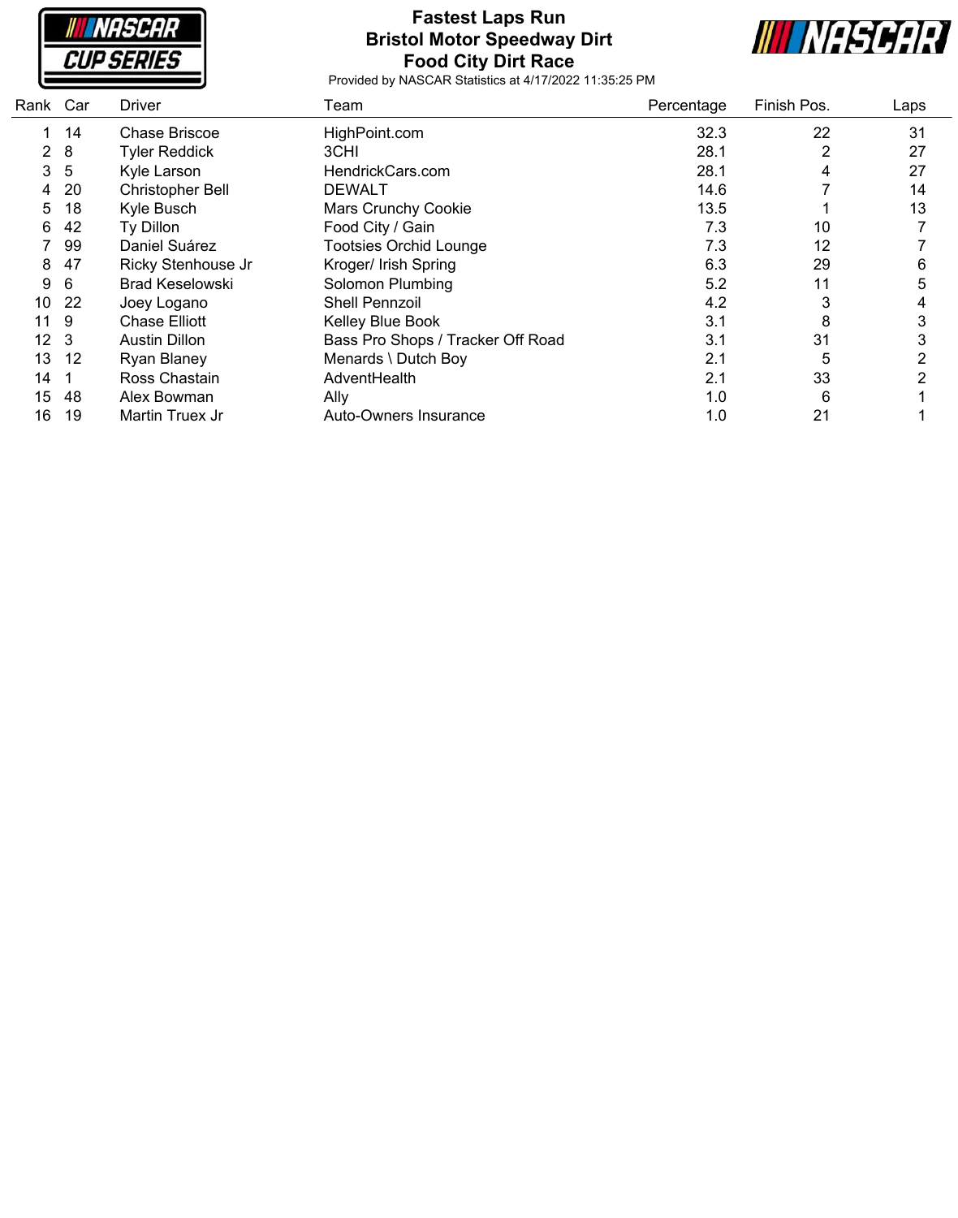# Fastest Laps Run
## Bristol Motor Speedway Dirt
## Food City Dirt Race

Provided by NASCAR Statistics at 4/17/2022 11:35:25 PM

| Rank | Car | Driver | Team | Percentage | Finish Pos. | Laps |
|---|---|---|---|---|---|---|
| 1 | 14 | Chase Briscoe | HighPoint.com | 32.3 | 22 | 31 |
| 2 | 8 | Tyler Reddick | 3CHI | 28.1 | 2 | 27 |
| 3 | 5 | Kyle Larson | HendrickCars.com | 28.1 | 4 | 27 |
| 4 | 20 | Christopher Bell | DEWALT | 14.6 | 7 | 14 |
| 5 | 18 | Kyle Busch | Mars Crunchy Cookie | 13.5 | 1 | 13 |
| 6 | 42 | Ty Dillon | Food City / Gain | 7.3 | 10 | 7 |
| 7 | 99 | Daniel Suárez | Tootsies Orchid Lounge | 7.3 | 12 | 7 |
| 8 | 47 | Ricky Stenhouse Jr | Kroger/ Irish Spring | 6.3 | 29 | 6 |
| 9 | 6 | Brad Keselowski | Solomon Plumbing | 5.2 | 11 | 5 |
| 10 | 22 | Joey Logano | Shell Pennzoil | 4.2 | 3 | 4 |
| 11 | 9 | Chase Elliott | Kelley Blue Book | 3.1 | 8 | 3 |
| 12 | 3 | Austin Dillon | Bass Pro Shops / Tracker Off Road | 3.1 | 31 | 3 |
| 13 | 12 | Ryan Blaney | Menards \ Dutch Boy | 2.1 | 5 | 2 |
| 14 | 1 | Ross Chastain | AdventHealth | 2.1 | 33 | 2 |
| 15 | 48 | Alex Bowman | Ally | 1.0 | 6 | 1 |
| 16 | 19 | Martin Truex Jr | Auto-Owners Insurance | 1.0 | 21 | 1 |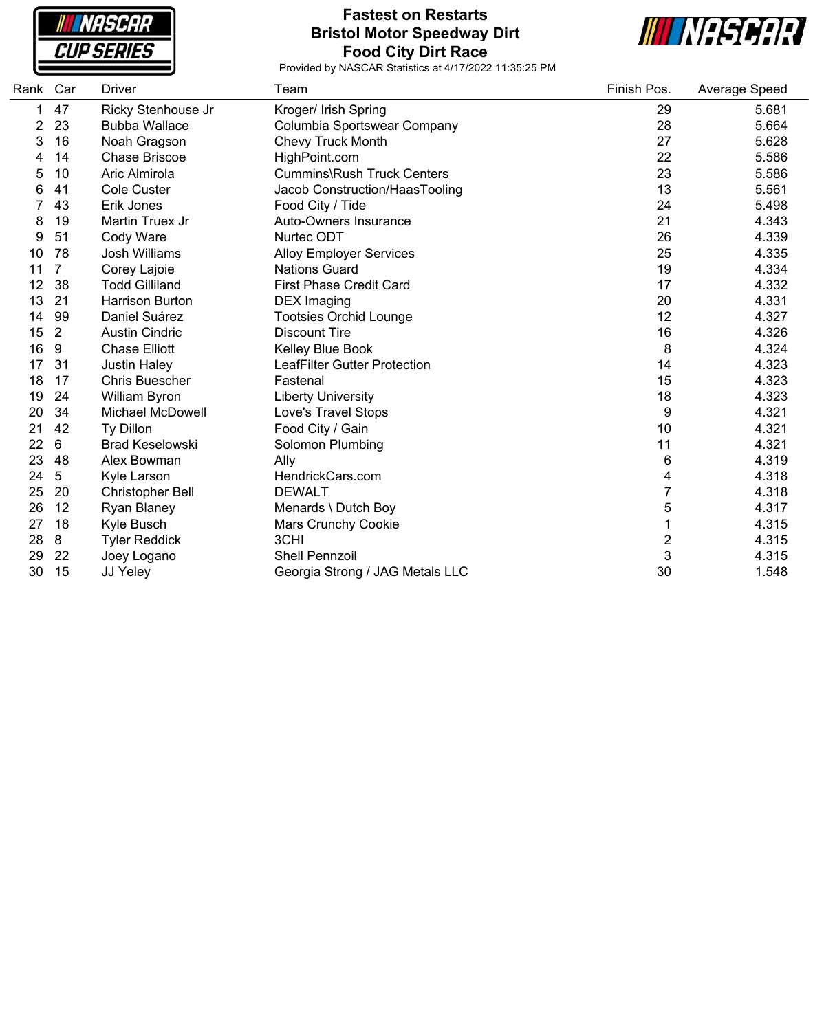# Fastest on Restarts
## Bristol Motor Speedway Dirt
## Food City Dirt Race

Provided by NASCAR Statistics at 4/17/2022 11:35:25 PM

| Rank | Car | Driver | Team | Finish Pos. | Average Speed |
|---|---|---|---|---|---|
| 1 | 47 | Ricky Stenhouse Jr | Kroger/ Irish Spring | 29 | 5.681 |
| 2 | 23 | Bubba Wallace | Columbia Sportswear Company | 28 | 5.664 |
| 3 | 16 | Noah Gragson | Chevy Truck Month | 27 | 5.628 |
| 4 | 14 | Chase Briscoe | HighPoint.com | 22 | 5.586 |
| 5 | 10 | Aric Almirola | Cummins\Rush Truck Centers | 23 | 5.586 |
| 6 | 41 | Cole Custer | Jacob Construction/HaasTooling | 13 | 5.561 |
| 7 | 43 | Erik Jones | Food City / Tide | 24 | 5.498 |
| 8 | 19 | Martin Truex Jr | Auto-Owners Insurance | 21 | 4.343 |
| 9 | 51 | Cody Ware | Nurtec ODT | 26 | 4.339 |
| 10 | 78 | Josh Williams | Alloy Employer Services | 25 | 4.335 |
| 11 | 7 | Corey Lajoie | Nations Guard | 19 | 4.334 |
| 12 | 38 | Todd Gilliland | First Phase Credit Card | 17 | 4.332 |
| 13 | 21 | Harrison Burton | DEX Imaging | 20 | 4.331 |
| 14 | 99 | Daniel Suárez | Tootsies Orchid Lounge | 12 | 4.327 |
| 15 | 2 | Austin Cindric | Discount Tire | 16 | 4.326 |
| 16 | 9 | Chase Elliott | Kelley Blue Book | 8 | 4.324 |
| 17 | 31 | Justin Haley | LeafFilter Gutter Protection | 14 | 4.323 |
| 18 | 17 | Chris Buescher | Fastenal | 15 | 4.323 |
| 19 | 24 | William Byron | Liberty University | 18 | 4.323 |
| 20 | 34 | Michael McDowell | Love's Travel Stops | 9 | 4.321 |
| 21 | 42 | Ty Dillon | Food City / Gain | 10 | 4.321 |
| 22 | 6 | Brad Keselowski | Solomon Plumbing | 11 | 4.321 |
| 23 | 48 | Alex Bowman | Ally | 6 | 4.319 |
| 24 | 5 | Kyle Larson | HendrickCars.com | 4 | 4.318 |
| 25 | 20 | Christopher Bell | DEWALT | 7 | 4.318 |
| 26 | 12 | Ryan Blaney | Menards \ Dutch Boy | 5 | 4.317 |
| 27 | 18 | Kyle Busch | Mars Crunchy Cookie | 1 | 4.315 |
| 28 | 8 | Tyler Reddick | 3CHI | 2 | 4.315 |
| 29 | 22 | Joey Logano | Shell Pennzoil | 3 | 4.315 |
| 30 | 15 | JJ Yeley | Georgia Strong / JAG Metals LLC | 30 | 1.548 |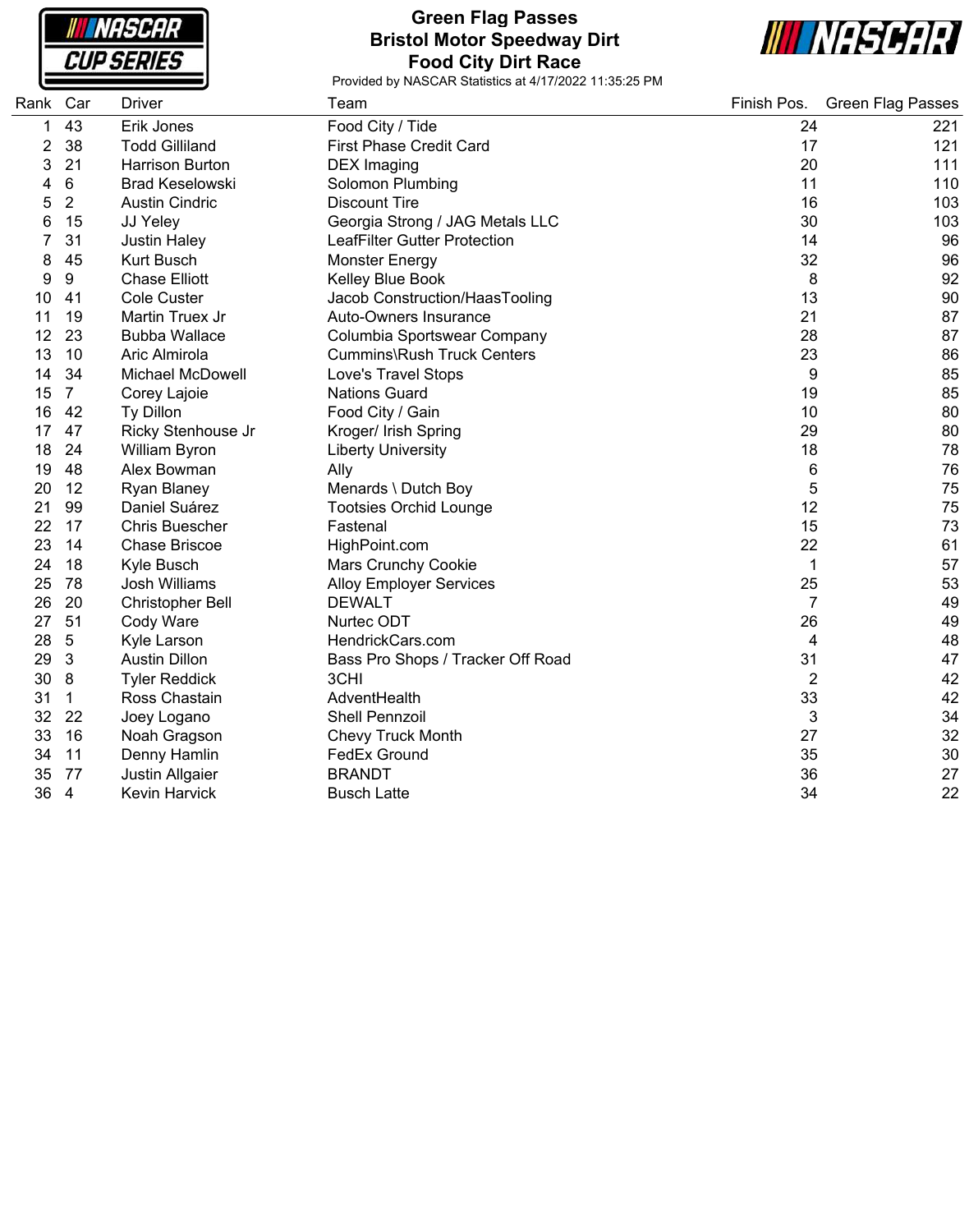# Green Flag Passes
## Bristol Motor Speedway Dirt
## Food City Dirt Race

Provided by NASCAR Statistics at 4/17/2022 11:35:25 PM

| Rank | Car | Driver | Team | Finish Pos. | Green Flag Passes |
|---|---|---|---|---|---|
| 1 | 43 | Erik Jones | Food City / Tide | 24 | 221 |
| 2 | 38 | Todd Gilliland | First Phase Credit Card | 17 | 121 |
| 3 | 21 | Harrison Burton | DEX Imaging | 20 | 111 |
| 4 | 6 | Brad Keselowski | Solomon Plumbing | 11 | 110 |
| 5 | 2 | Austin Cindric | Discount Tire | 16 | 103 |
| 6 | 15 | JJ Yeley | Georgia Strong / JAG Metals LLC | 30 | 103 |
| 7 | 31 | Justin Haley | LeafFilter Gutter Protection | 14 | 96 |
| 8 | 45 | Kurt Busch | Monster Energy | 32 | 96 |
| 9 | 9 | Chase Elliott | Kelley Blue Book | 8 | 92 |
| 10 | 41 | Cole Custer | Jacob Construction/HaasTooling | 13 | 90 |
| 11 | 19 | Martin Truex Jr | Auto-Owners Insurance | 21 | 87 |
| 12 | 23 | Bubba Wallace | Columbia Sportswear Company | 28 | 87 |
| 13 | 10 | Aric Almirola | Cummins\Rush Truck Centers | 23 | 86 |
| 14 | 34 | Michael McDowell | Love's Travel Stops | 9 | 85 |
| 15 | 7 | Corey Lajoie | Nations Guard | 19 | 85 |
| 16 | 42 | Ty Dillon | Food City / Gain | 10 | 80 |
| 17 | 47 | Ricky Stenhouse Jr | Kroger/ Irish Spring | 29 | 80 |
| 18 | 24 | William Byron | Liberty University | 18 | 78 |
| 19 | 48 | Alex Bowman | Ally | 6 | 76 |
| 20 | 12 | Ryan Blaney | Menards \ Dutch Boy | 5 | 75 |
| 21 | 99 | Daniel Suárez | Tootsies Orchid Lounge | 12 | 75 |
| 22 | 17 | Chris Buescher | Fastenal | 15 | 73 |
| 23 | 14 | Chase Briscoe | HighPoint.com | 22 | 61 |
| 24 | 18 | Kyle Busch | Mars Crunchy Cookie | 1 | 57 |
| 25 | 78 | Josh Williams | Alloy Employer Services | 25 | 53 |
| 26 | 20 | Christopher Bell | DEWALT | 7 | 49 |
| 27 | 51 | Cody Ware | Nurtec ODT | 26 | 49 |
| 28 | 5 | Kyle Larson | HendrickCars.com | 4 | 48 |
| 29 | 3 | Austin Dillon | Bass Pro Shops / Tracker Off Road | 31 | 47 |
| 30 | 8 | Tyler Reddick | 3CHI | 2 | 42 |
| 31 | 1 | Ross Chastain | AdventHealth | 33 | 42 |
| 32 | 22 | Joey Logano | Shell Pennzoil | 3 | 34 |
| 33 | 16 | Noah Gragson | Chevy Truck Month | 27 | 32 |
| 34 | 11 | Denny Hamlin | FedEx Ground | 35 | 30 |
| 35 | 77 | Justin Allgaier | BRANDT | 36 | 27 |
| 36 | 4 | Kevin Harvick | Busch Latte | 34 | 22 |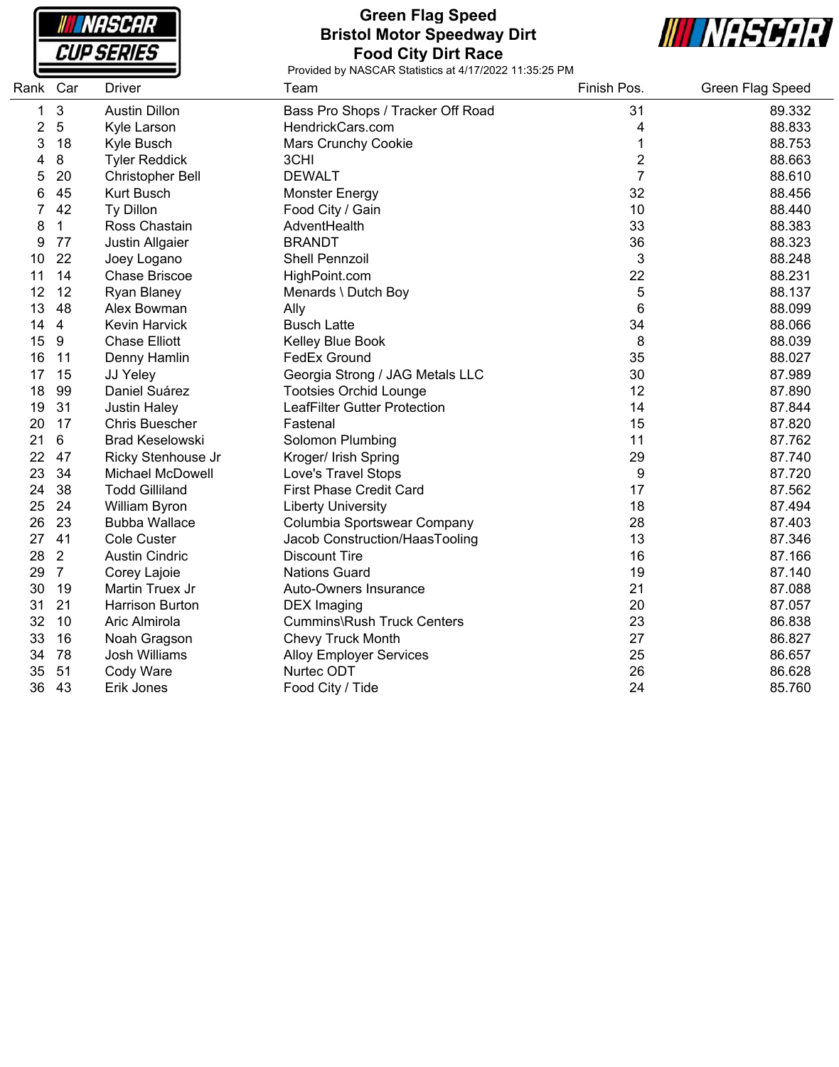# Green Flag Speed
## Bristol Motor Speedway Dirt
## Food City Dirt Race

Provided by NASCAR Statistics at 4/17/2022 11:35:25 PM

| Rank | Car | Driver | Team | Finish Pos. | Green Flag Speed |
|---|---|---|---|---|---|
| 1 | 3 | Austin Dillon | Bass Pro Shops / Tracker Off Road | 31 | 89.332 |
| 2 | 5 | Kyle Larson | HendrickCars.com | 4 | 88.833 |
| 3 | 18 | Kyle Busch | Mars Crunchy Cookie | 1 | 88.753 |
| 4 | 8 | Tyler Reddick | 3CHI | 2 | 88.663 |
| 5 | 20 | Christopher Bell | DEWALT | 7 | 88.610 |
| 6 | 45 | Kurt Busch | Monster Energy | 32 | 88.456 |
| 7 | 42 | Ty Dillon | Food City / Gain | 10 | 88.440 |
| 8 | 1 | Ross Chastain | AdventHealth | 33 | 88.383 |
| 9 | 77 | Justin Allgaier | BRANDT | 36 | 88.323 |
| 10 | 22 | Joey Logano | Shell Pennzoil | 3 | 88.248 |
| 11 | 14 | Chase Briscoe | HighPoint.com | 22 | 88.231 |
| 12 | 12 | Ryan Blaney | Menards \ Dutch Boy | 5 | 88.137 |
| 13 | 48 | Alex Bowman | Ally | 6 | 88.099 |
| 14 | 4 | Kevin Harvick | Busch Latte | 34 | 88.066 |
| 15 | 9 | Chase Elliott | Kelley Blue Book | 8 | 88.039 |
| 16 | 11 | Denny Hamlin | FedEx Ground | 35 | 88.027 |
| 17 | 15 | JJ Yeley | Georgia Strong / JAG Metals LLC | 30 | 87.989 |
| 18 | 99 | Daniel Suárez | Tootsies Orchid Lounge | 12 | 87.890 |
| 19 | 31 | Justin Haley | LeafFilter Gutter Protection | 14 | 87.844 |
| 20 | 17 | Chris Buescher | Fastenal | 15 | 87.820 |
| 21 | 6 | Brad Keselowski | Solomon Plumbing | 11 | 87.762 |
| 22 | 47 | Ricky Stenhouse Jr | Kroger/ Irish Spring | 29 | 87.740 |
| 23 | 34 | Michael McDowell | Love's Travel Stops | 9 | 87.720 |
| 24 | 38 | Todd Gilliland | First Phase Credit Card | 17 | 87.562 |
| 25 | 24 | William Byron | Liberty University | 18 | 87.494 |
| 26 | 23 | Bubba Wallace | Columbia Sportswear Company | 28 | 87.403 |
| 27 | 41 | Cole Custer | Jacob Construction/HaasTooling | 13 | 87.346 |
| 28 | 2 | Austin Cindric | Discount Tire | 16 | 87.166 |
| 29 | 7 | Corey Lajoie | Nations Guard | 19 | 87.140 |
| 30 | 19 | Martin Truex Jr | Auto-Owners Insurance | 21 | 87.088 |
| 31 | 21 | Harrison Burton | DEX Imaging | 20 | 87.057 |
| 32 | 10 | Aric Almirola | Cummins\Rush Truck Centers | 23 | 86.838 |
| 33 | 16 | Noah Gragson | Chevy Truck Month | 27 | 86.827 |
| 34 | 78 | Josh Williams | Alloy Employer Services | 25 | 86.657 |
| 35 | 51 | Cody Ware | Nurtec ODT | 26 | 86.628 |
| 36 | 43 | Erik Jones | Food City / Tide | 24 | 85.760 |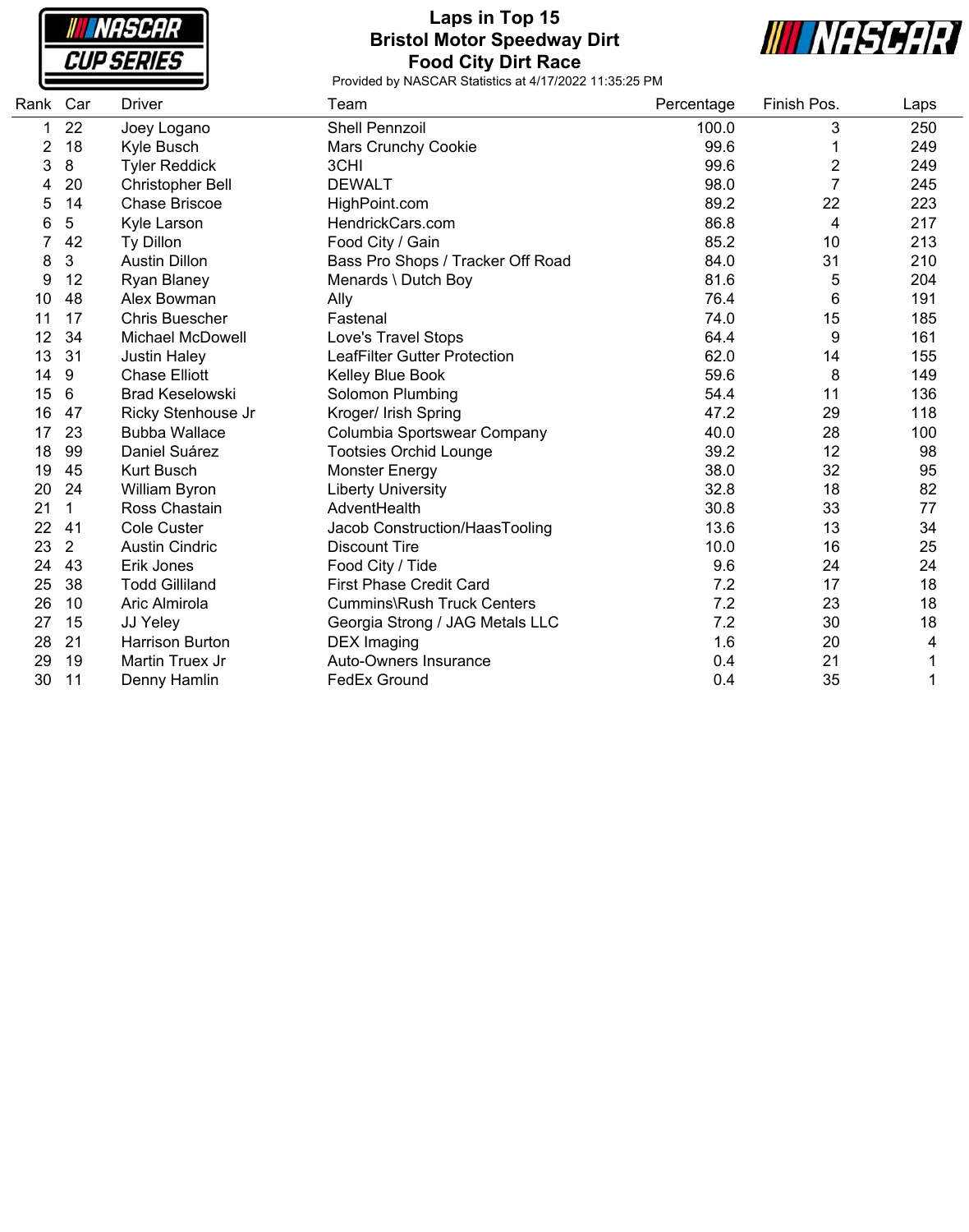# Laps in Top 15
## Bristol Motor Speedway Dirt
## Food City Dirt Race

Provided by NASCAR Statistics at 4/17/2022 11:35:25 PM

| Rank | Car | Driver | Team | Percentage | Finish Pos. | Laps |
|---|---|---|---|---|---|---|
| 1 | 22 | Joey Logano | Shell Pennzoil | 100.0 | 3 | 250 |
| 2 | 18 | Kyle Busch | Mars Crunchy Cookie | 99.6 | 1 | 249 |
| 3 | 8 | Tyler Reddick | 3CHI | 99.6 | 2 | 249 |
| 4 | 20 | Christopher Bell | DEWALT | 98.0 | 7 | 245 |
| 5 | 14 | Chase Briscoe | HighPoint.com | 89.2 | 22 | 223 |
| 6 | 5 | Kyle Larson | HendrickCars.com | 86.8 | 4 | 217 |
| 7 | 42 | Ty Dillon | Food City / Gain | 85.2 | 10 | 213 |
| 8 | 3 | Austin Dillon | Bass Pro Shops / Tracker Off Road | 84.0 | 31 | 210 |
| 9 | 12 | Ryan Blaney | Menards \ Dutch Boy | 81.6 | 5 | 204 |
| 10 | 48 | Alex Bowman | Ally | 76.4 | 6 | 191 |
| 11 | 17 | Chris Buescher | Fastenal | 74.0 | 15 | 185 |
| 12 | 34 | Michael McDowell | Love's Travel Stops | 64.4 | 9 | 161 |
| 13 | 31 | Justin Haley | LeafFilter Gutter Protection | 62.0 | 14 | 155 |
| 14 | 9 | Chase Elliott | Kelley Blue Book | 59.6 | 8 | 149 |
| 15 | 6 | Brad Keselowski | Solomon Plumbing | 54.4 | 11 | 136 |
| 16 | 47 | Ricky Stenhouse Jr | Kroger/ Irish Spring | 47.2 | 29 | 118 |
| 17 | 23 | Bubba Wallace | Columbia Sportswear Company | 40.0 | 28 | 100 |
| 18 | 99 | Daniel Suárez | Tootsies Orchid Lounge | 39.2 | 12 | 98 |
| 19 | 45 | Kurt Busch | Monster Energy | 38.0 | 32 | 95 |
| 20 | 24 | William Byron | Liberty University | 32.8 | 18 | 82 |
| 21 | 1 | Ross Chastain | AdventHealth | 30.8 | 33 | 77 |
| 22 | 41 | Cole Custer | Jacob Construction/HaasTooling | 13.6 | 13 | 34 |
| 23 | 2 | Austin Cindric | Discount Tire | 10.0 | 16 | 25 |
| 24 | 43 | Erik Jones | Food City / Tide | 9.6 | 24 | 24 |
| 25 | 38 | Todd Gilliland | First Phase Credit Card | 7.2 | 17 | 18 |
| 26 | 10 | Aric Almirola | Cummins\Rush Truck Centers | 7.2 | 23 | 18 |
| 27 | 15 | JJ Yeley | Georgia Strong / JAG Metals LLC | 7.2 | 30 | 18 |
| 28 | 21 | Harrison Burton | DEX Imaging | 1.6 | 20 | 4 |
| 29 | 19 | Martin Truex Jr | Auto-Owners Insurance | 0.4 | 21 | 1 |
| 30 | 11 | Denny Hamlin | FedEx Ground | 0.4 | 35 | 1 |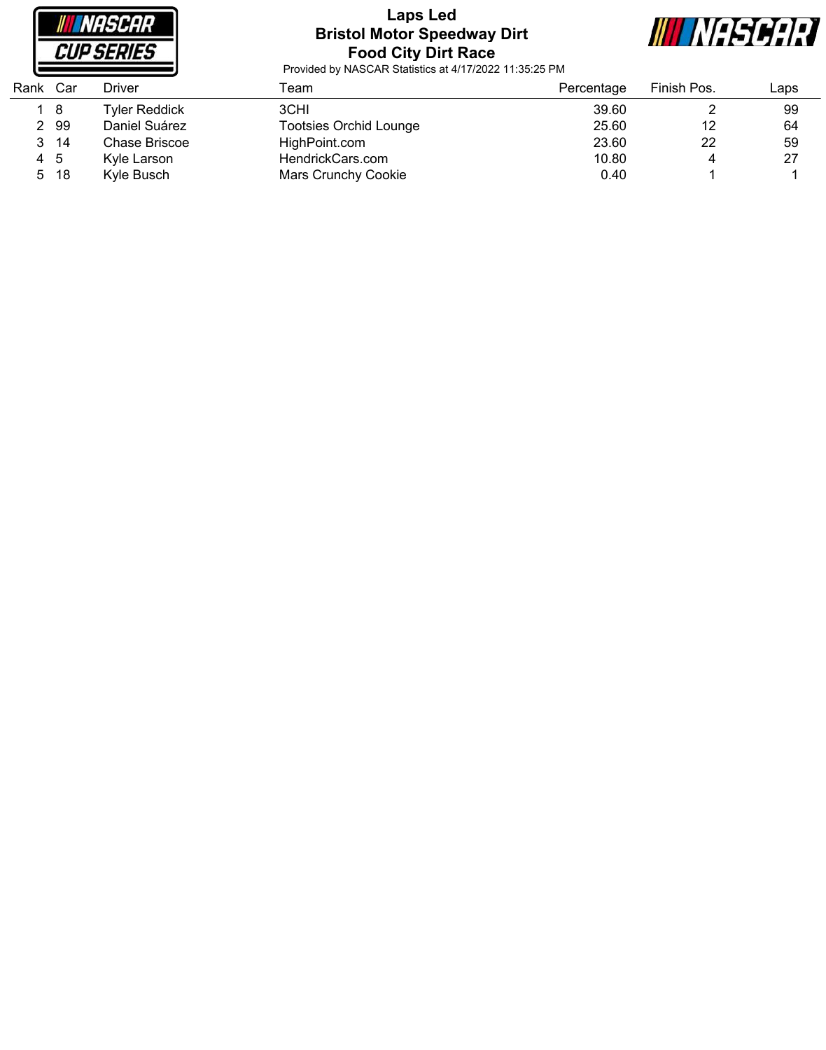# Laps Led
## Bristol Motor Speedway Dirt
## Food City Dirt Race

Provided by NASCAR Statistics at 4/17/2022 11:35:25 PM

| Rank | Car | Driver | Team | Percentage | Finish Pos. | Laps |
|---|---|---|---|---|---|---|
| 1 | 8 | Tyler Reddick | 3CHI | 39.60 | 2 | 99 |
| 2 | 99 | Daniel Suárez | Tootsies Orchid Lounge | 25.60 | 12 | 64 |
| 3 | 14 | Chase Briscoe | HighPoint.com | 23.60 | 22 | 59 |
| 4 | 5 | Kyle Larson | HendrickCars.com | 10.80 | 4 | 27 |
| 5 | 18 | Kyle Busch | Mars Crunchy Cookie | 0.40 | 1 | 1 |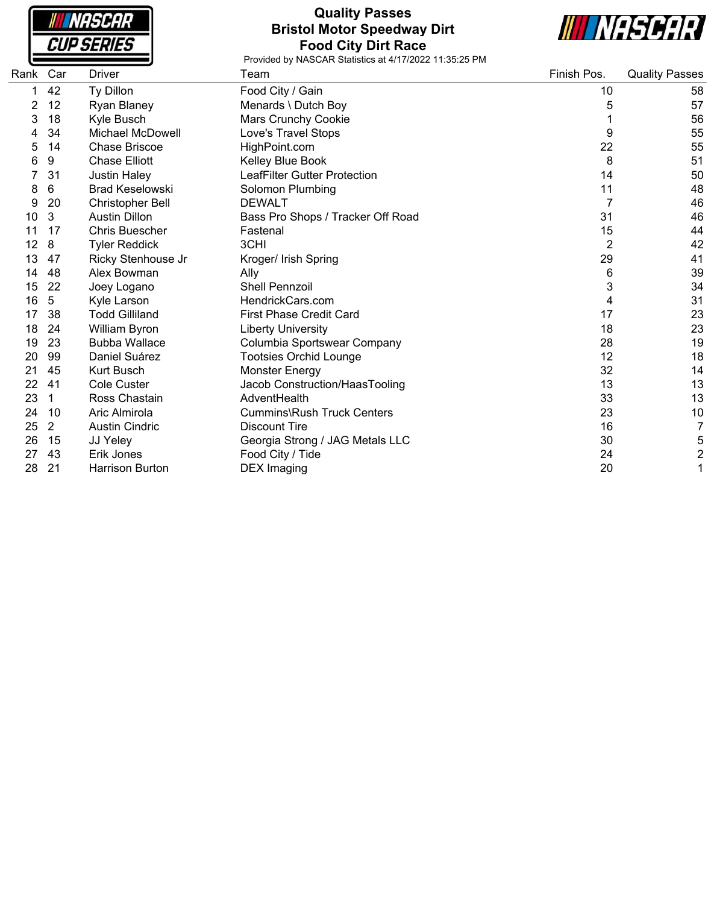# Quality Passes
## Bristol Motor Speedway Dirt
## Food City Dirt Race

Provided by NASCAR Statistics at 4/17/2022 11:35:25 PM

| Rank | Car | Driver | Team | Finish Pos. | Quality Passes |
|---|---|---|---|---|---|
| 1 | 42 | Ty Dillon | Food City / Gain | 10 | 58 |
| 2 | 12 | Ryan Blaney | Menards \ Dutch Boy | 5 | 57 |
| 3 | 18 | Kyle Busch | Mars Crunchy Cookie | 1 | 56 |
| 4 | 34 | Michael McDowell | Love's Travel Stops | 9 | 55 |
| 5 | 14 | Chase Briscoe | HighPoint.com | 22 | 55 |
| 6 | 9 | Chase Elliott | Kelley Blue Book | 8 | 51 |
| 7 | 31 | Justin Haley | LeafFilter Gutter Protection | 14 | 50 |
| 8 | 6 | Brad Keselowski | Solomon Plumbing | 11 | 48 |
| 9 | 20 | Christopher Bell | DEWALT | 7 | 46 |
| 10 | 3 | Austin Dillon | Bass Pro Shops / Tracker Off Road | 31 | 46 |
| 11 | 17 | Chris Buescher | Fastenal | 15 | 44 |
| 12 | 8 | Tyler Reddick | 3CHI | 2 | 42 |
| 13 | 47 | Ricky Stenhouse Jr | Kroger/ Irish Spring | 29 | 41 |
| 14 | 48 | Alex Bowman | Ally | 6 | 39 |
| 15 | 22 | Joey Logano | Shell Pennzoil | 3 | 34 |
| 16 | 5 | Kyle Larson | HendrickCars.com | 4 | 31 |
| 17 | 38 | Todd Gilliland | First Phase Credit Card | 17 | 23 |
| 18 | 24 | William Byron | Liberty University | 18 | 23 |
| 19 | 23 | Bubba Wallace | Columbia Sportswear Company | 28 | 19 |
| 20 | 99 | Daniel Suárez | Tootsies Orchid Lounge | 12 | 18 |
| 21 | 45 | Kurt Busch | Monster Energy | 32 | 14 |
| 22 | 41 | Cole Custer | Jacob Construction/HaasTooling | 13 | 13 |
| 23 | 1 | Ross Chastain | AdventHealth | 33 | 13 |
| 24 | 10 | Aric Almirola | Cummins\Rush Truck Centers | 23 | 10 |
| 25 | 2 | Austin Cindric | Discount Tire | 16 | 7 |
| 26 | 15 | JJ Yeley | Georgia Strong / JAG Metals LLC | 30 | 5 |
| 27 | 43 | Erik Jones | Food City / Tide | 24 | 2 |
| 28 | 21 | Harrison Burton | DEX Imaging | 20 | 1 |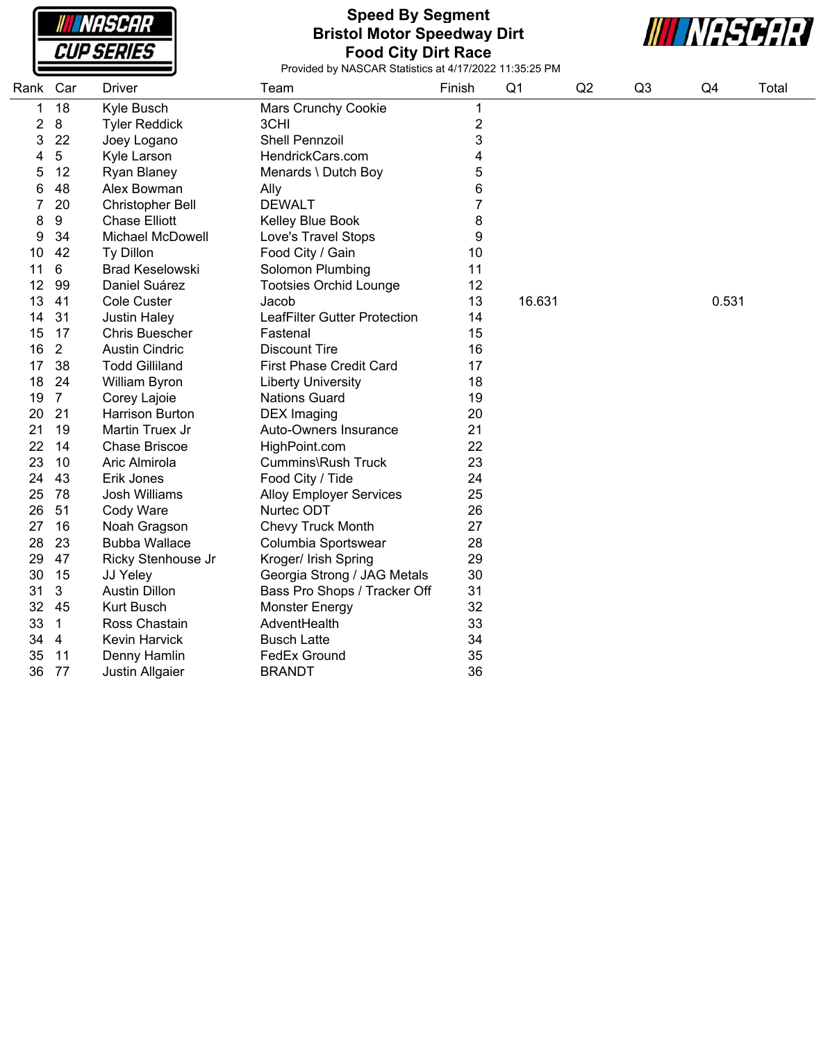# Speed By Segment
## Bristol Motor Speedway Dirt
## Food City Dirt Race

Provided by NASCAR Statistics at 4/17/2022 11:35:25 PM

| Rank | Car | Driver | Team | Finish | Q1 | Q2 | Q3 | Q4 | Total |
|---|---|---|---|---|---|---|---|---|---|
| 1 | 18 | Kyle Busch | Mars Crunchy Cookie | 1 | | | | | |
| 2 | 8 | Tyler Reddick | 3CHI | 2 | | | | | |
| 3 | 22 | Joey Logano | Shell Pennzoil | 3 | | | | | |
| 4 | 5 | Kyle Larson | HendrickCars.com | 4 | | | | | |
| 5 | 12 | Ryan Blaney | Menards \ Dutch Boy | 5 | | | | | |
| 6 | 48 | Alex Bowman | Ally | 6 | | | | | |
| 7 | 20 | Christopher Bell | DEWALT | 7 | | | | | |
| 8 | 9 | Chase Elliott | Kelley Blue Book | 8 | | | | | |
| 9 | 34 | Michael McDowell | Love's Travel Stops | 9 | | | | | |
| 10 | 42 | Ty Dillon | Food City / Gain | 10 | | | | | |
| 11 | 6 | Brad Keselowski | Solomon Plumbing | 11 | | | | | |
| 12 | 99 | Daniel Suárez | Tootsies Orchid Lounge | 12 | | | | | |
| 13 | 41 | Cole Custer | Jacob | 13 | 16.631 | | | 0.531 | |
| 14 | 31 | Justin Haley | LeafFilter Gutter Protection | 14 | | | | | |
| 15 | 17 | Chris Buescher | Fastenal | 15 | | | | | |
| 16 | 2 | Austin Cindric | Discount Tire | 16 | | | | | |
| 17 | 38 | Todd Gilliland | First Phase Credit Card | 17 | | | | | |
| 18 | 24 | William Byron | Liberty University | 18 | | | | | |
| 19 | 7 | Corey Lajoie | Nations Guard | 19 | | | | | |
| 20 | 21 | Harrison Burton | DEX Imaging | 20 | | | | | |
| 21 | 19 | Martin Truex Jr | Auto-Owners Insurance | 21 | | | | | |
| 22 | 14 | Chase Briscoe | HighPoint.com | 22 | | | | | |
| 23 | 10 | Aric Almirola | Cummins\Rush Truck | 23 | | | | | |
| 24 | 43 | Erik Jones | Food City / Tide | 24 | | | | | |
| 25 | 78 | Josh Williams | Alloy Employer Services | 25 | | | | | |
| 26 | 51 | Cody Ware | Nurtec ODT | 26 | | | | | |
| 27 | 16 | Noah Gragson | Chevy Truck Month | 27 | | | | | |
| 28 | 23 | Bubba Wallace | Columbia Sportswear | 28 | | | | | |
| 29 | 47 | Ricky Stenhouse Jr | Kroger/ Irish Spring | 29 | | | | | |
| 30 | 15 | JJ Yeley | Georgia Strong / JAG Metals | 30 | | | | | |
| 31 | 3 | Austin Dillon | Bass Pro Shops / Tracker Off | 31 | | | | | |
| 32 | 45 | Kurt Busch | Monster Energy | 32 | | | | | |
| 33 | 1 | Ross Chastain | AdventHealth | 33 | | | | | |
| 34 | 4 | Kevin Harvick | Busch Latte | 34 | | | | | |
| 35 | 11 | Denny Hamlin | FedEx Ground | 35 | | | | | |
| 36 | 77 | Justin Allgaier | BRANDT | 36 | | | | | |